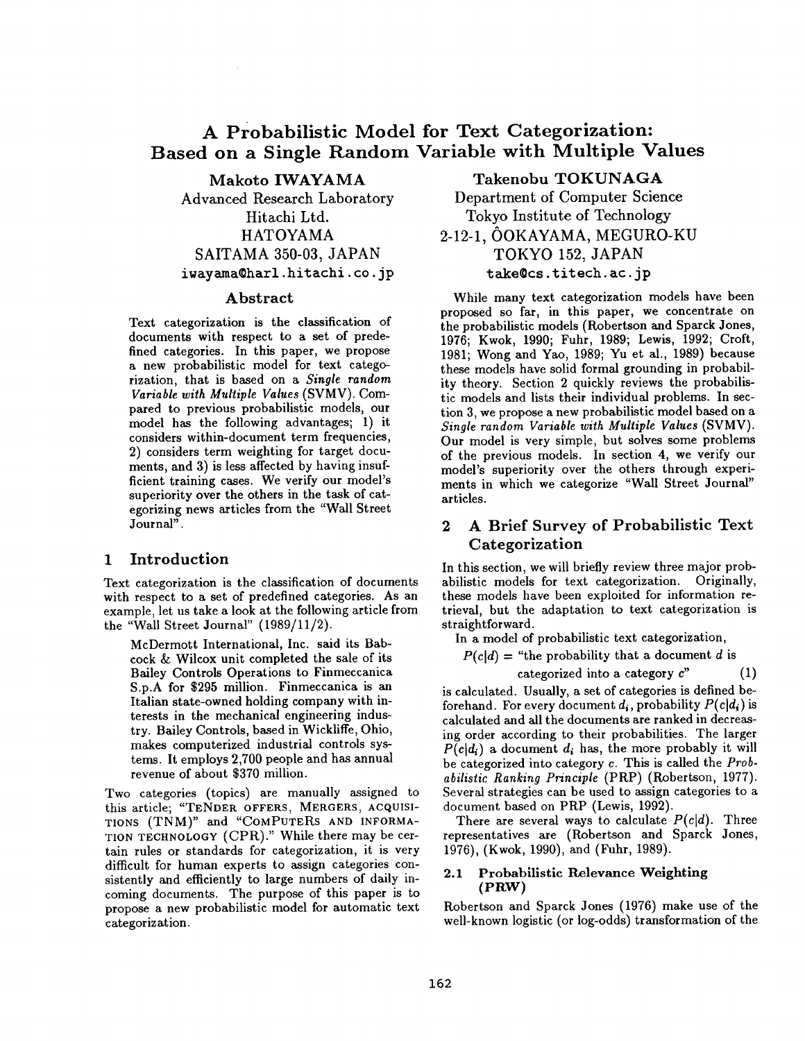# A Probabilistic Model for Text Categorization: Based on a Single Random Variable with Multiple Values

**Makoto IWAYAMA**
Advanced Research Laboratory
Hitachi Ltd.
HATOYAMA
SAITAMA 350-03, JAPAN
iwayama@harl.hitachi.co.jp

**Takenobu TOKUNAGA**
Department of Computer Science
Tokyo Institute of Technology
2-12-1, ÔOKAYAMA, MEGURO-KU
TOKYO 152, JAPAN
take@cs.titech.ac.jp

## Abstract

Text categorization is the classification of documents with respect to a set of predefined categories. In this paper, we propose a new probabilistic model for text categorization, that is based on a *Single random Variable with Multiple Values* (SVMV). Compared to previous probabilistic models, our model has the following advantages; 1) it considers within-document term frequencies, 2) considers term weighting for target documents, and 3) is less affected by having insufficient training cases. We verify our model's superiority over the others in the task of categorizing news articles from the "Wall Street Journal".

## 1 Introduction

Text categorization is the classification of documents with respect to a set of predefined categories. As an example, let us take a look at the following article from the "Wall Street Journal" (1989/11/2).

> McDermott International, Inc. said its Babcock & Wilcox unit completed the sale of its Bailey Controls Operations to Finmeccanica S.p.A for $295 million. Finmeccanica is an Italian state-owned holding company with interests in the mechanical engineering industry. Bailey Controls, based in Wickliffe, Ohio, makes computerized industrial controls systems. It employs 2,700 people and has annual revenue of about $370 million.

Two categories (topics) are manually assigned to this article; "TENDER OFFERS, MERGERS, ACQUISITIONS (TNM)" and "COMPUTERS AND INFORMATION TECHNOLOGY (CPR)." While there may be certain rules or standards for categorization, it is very difficult for human experts to assign categories consistently and efficiently to large numbers of daily incoming documents. The purpose of this paper is to propose a new probabilistic model for automatic text categorization.

While many text categorization models have been proposed so far, in this paper, we concentrate on the probabilistic models (Robertson and Sparck Jones, 1976; Kwok, 1990; Fuhr, 1989; Lewis, 1992; Croft, 1981; Wong and Yao, 1989; Yu et al., 1989) because these models have solid formal grounding in probability theory. Section 2 quickly reviews the probabilistic models and lists their individual problems. In section 3, we propose a new probabilistic model based on a *Single random Variable with Multiple Values* (SVMV). Our model is very simple, but solves some problems of the previous models. In section 4, we verify our model's superiority over the others through experiments in which we categorize "Wall Street Journal" articles.

## 2 A Brief Survey of Probabilistic Text Categorization

In this section, we will briefly review three major probabilistic models for text categorization. Originally, these models have been exploited for information retrieval, but the adaptation to text categorization is straightforward.

In a model of probabilistic text categorization,

$$P(c|d) = \text{"the probability that a document } d \text{ is categorized into a category } c\text{"} \qquad (1)$$

is calculated. Usually, a set of categories is defined beforehand. For every document $d_i$, probability $P(c|d_i)$ is calculated and all the documents are ranked in decreasing order according to their probabilities. The larger $P(c|d_i)$ a document $d_i$ has, the more probably it will be categorized into category $c$. This is called the *Probabilistic Ranking Principle* (PRP) (Robertson, 1977). Several strategies can be used to assign categories to a document based on PRP (Lewis, 1992).

There are several ways to calculate $P(c|d)$. Three representatives are (Robertson and Sparck Jones, 1976), (Kwok, 1990), and (Fuhr, 1989).

### 2.1 Probabilistic Relevance Weighting (PRW)

Robertson and Sparck Jones (1976) make use of the well-known logistic (or log-odds) transformation of the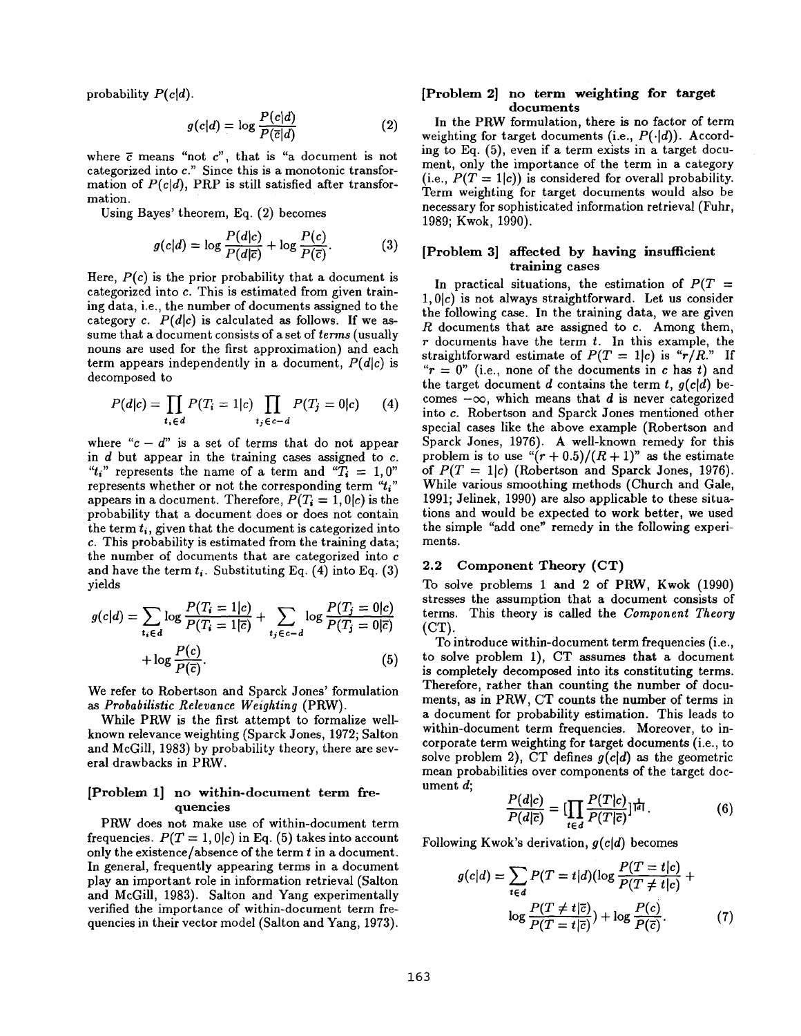probability $P(c|d)$.

$$g(c|d) = \log \frac{P(c|d)}{P(\bar{c}|d)} \quad (2)$$

where $\bar{c}$ means "not $c$", that is "a document is not categorized into $c$." Since this is a monotonic transformation of $P(c|d)$, PRP is still satisfied after transformation.

Using Bayes' theorem, Eq. (2) becomes

$$g(c|d) = \log \frac{P(d|c)}{P(d|\bar{c})} + \log \frac{P(c)}{P(\bar{c})}. \quad (3)$$

Here, $P(c)$ is the prior probability that a document is categorized into $c$. This is estimated from given training data, i.e., the number of documents assigned to the category $c$. $P(d|c)$ is calculated as follows. If we assume that a document consists of a set of *terms* (usually nouns are used for the first approximation) and each term appears independently in a document, $P(d|c)$ is decomposed to

$$P(d|c) = \prod_{t_i \in d} P(T_i = 1|c) \prod_{t_j \in c-d} P(T_j = 0|c) \quad (4)$$

where "$c - d$" is a set of terms that do not appear in $d$ but appear in the training cases assigned to $c$. "$t_i$" represents the name of a term and "$T_i = 1, 0$" represents whether or not the corresponding term "$t_i$" appears in a document. Therefore, $P(T_i = 1, 0|c)$ is the probability that a document does or does not contain the term $t_i$, given that the document is categorized into $c$. This probability is estimated from the training data; the number of documents that are categorized into $c$ and have the term $t_i$. Substituting Eq. (4) into Eq. (3) yields

$$g(c|d) = \sum_{t_i \in d} \log \frac{P(T_i = 1|c)}{P(T_i = 1|\bar{c})} + \sum_{t_j \in c-d} \log \frac{P(T_j = 0|c)}{P(T_j = 0|\bar{c})} + \log \frac{P(c)}{P(\bar{c})}. \quad (5)$$

We refer to Robertson and Sparck Jones' formulation as *Probabilistic Relevance Weighting* (PRW).

While PRW is the first attempt to formalize well-known relevance weighting (Sparck Jones, 1972; Salton and McGill, 1983) by probability theory, there are several drawbacks in PRW.

**[Problem 1] no within-document term frequencies**

PRW does not make use of within-document term frequencies. $P(T = 1, 0|c)$ in Eq. (5) takes into account only the existence/absence of the term $t$ in a document. In general, frequently appearing terms in a document play an important role in information retrieval (Salton and McGill, 1983). Salton and Yang experimentally verified the importance of within-document term frequencies in their vector model (Salton and Yang, 1973).

**[Problem 2] no term weighting for target documents**

In the PRW formulation, there is no factor of term weighting for target documents (i.e., $P(\cdot|d)$). According to Eq. (5), even if a term exists in a target document, only the importance of the term in a category (i.e., $P(T = 1|c)$) is considered for overall probability. Term weighting for target documents would also be necessary for sophisticated information retrieval (Fuhr, 1989; Kwok, 1990).

**[Problem 3] affected by having insufficient training cases**

In practical situations, the estimation of $P(T = 1, 0|c)$ is not always straightforward. Let us consider the following case. In the training data, we are given $R$ documents that are assigned to $c$. Among them, $r$ documents have the term $t$. In this example, the straightforward estimate of $P(T = 1|c)$ is "$r/R$." If "$r = 0$" (i.e., none of the documents in $c$ has $t$) and the target document $d$ contains the term $t$, $g(c|d)$ becomes $-\infty$, which means that $d$ is never categorized into $c$. Robertson and Sparck Jones mentioned other special cases like the above example (Robertson and Sparck Jones, 1976). A well-known remedy for this problem is to use "$(r + 0.5)/(R + 1)$" as the estimate of $P(T = 1|c)$ (Robertson and Sparck Jones, 1976). While various smoothing methods (Church and Gale, 1991; Jelinek, 1990) are also applicable to these situations and would be expected to work better, we used the simple "add one" remedy in the following experiments.

## 2.2 Component Theory (CT)

To solve problems 1 and 2 of PRW, Kwok (1990) stresses the assumption that a document consists of terms. This theory is called the *Component Theory* (CT).

To introduce within-document term frequencies (i.e., to solve problem 1), CT assumes that a document is completely decomposed into its constituting terms. Therefore, rather than counting the number of documents, as in PRW, CT counts the number of terms in a document for probability estimation. This leads to within-document term frequencies. Moreover, to incorporate term weighting for target documents (i.e., to solve problem 2), CT defines $g(c|d)$ as the geometric mean probabilities over components of the target document $d$;

$$\frac{P(d|c)}{P(d|\bar{c})} = \left[\prod_{t \in d} \frac{P(T|c)}{P(T|\bar{c})}\right]^{\frac{1}{|d|}}. \quad (6)$$

Following Kwok's derivation, $g(c|d)$ becomes

$$g(c|d) = \sum_{t \in d} P(T = t|d)\left(\log \frac{P(T = t|c)}{P(T \neq t|c)} + \log \frac{P(T \neq t|\bar{c})}{P(T = t|\bar{c})}\right) + \log \frac{P(c)}{P(\bar{c})}. \quad (7)$$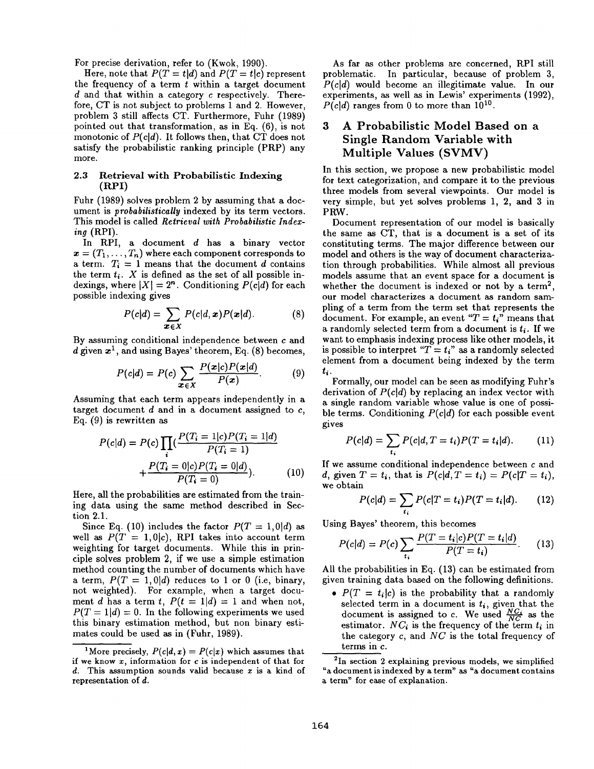For precise derivation, refer to (Kwok, 1990).

Here, note that $P(T = t|d)$ and $P(T = t|c)$ represent the frequency of a term $t$ within a target document $d$ and that within a category $c$ respectively. Therefore, CT is not subject to problems 1 and 2. However, problem 3 still affects CT. Furthermore, Fuhr (1989) pointed out that transformation, as in Eq. (6), is not monotonic of $P(c|d)$. It follows then, that CT does not satisfy the probabilistic ranking principle (PRP) any more.

### 2.3 Retrieval with Probabilistic Indexing (RPI)

Fuhr (1989) solves problem 2 by assuming that a document is *probabilistically* indexed by its term vectors. This model is called *Retrieval with Probabilistic Indexing* (RPI).

In RPI, a document $d$ has a binary vector $\boldsymbol{x} = (T_1, \ldots, T_n)$ where each component corresponds to a term. $T_i = 1$ means that the document $d$ contains the term $t_i$. $X$ is defined as the set of all possible indexings, where $|X| = 2^n$. Conditioning $P(c|d)$ for each possible indexing gives

$$P(c|d) = \sum_{\boldsymbol{x} \in X} P(c|d, \boldsymbol{x}) P(\boldsymbol{x}|d). \tag{8}$$

By assuming conditional independence between $c$ and $d$ given $\boldsymbol{x}$[1], and using Bayes' theorem, Eq. (8) becomes,

$$P(c|d) = P(c) \sum_{\boldsymbol{x} \in X} \frac{P(\boldsymbol{x}|c) P(\boldsymbol{x}|d)}{P(\boldsymbol{x})}. \tag{9}$$

Assuming that each term appears independently in a target document $d$ and in a document assigned to $c$, Eq. (9) is rewritten as

$$P(c|d) = P(c) \prod_i \left( \frac{P(T_i = 1|c) P(T_i = 1|d)}{P(T_i = 1)} + \frac{P(T_i = 0|c) P(T_i = 0|d)}{P(T_i = 0)} \right). \tag{10}$$

Here, all the probabilities are estimated from the training data using the same method described in Section 2.1.

Since Eq. (10) includes the factor $P(T = 1, 0|d)$ as well as $P(T = 1, 0|c)$, RPI takes into account term weighting for target documents. While this in principle solves problem 2, if we use a simple estimation method counting the number of documents which have a term, $P(T = 1, 0|d)$ reduces to 1 or 0 (i.e, binary, not weighted). For example, when a target document $d$ has a term $t$, $P(t = 1|d) = 1$ and when not, $P(T = 1|d) = 0$. In the following experiments we used this binary estimation method, but non binary estimates could be used as in (Fuhr, 1989).

[1] More precisely, $P(c|d, \boldsymbol{x}) = P(c|\boldsymbol{x})$ which assumes that if we know $\boldsymbol{x}$, information for $c$ is independent of that for $d$. This assumption sounds valid because $\boldsymbol{x}$ is a kind of representation of $d$.

As far as other problems are concerned, RPI still problematic. In particular, because of problem 3, $P(c|d)$ would become an illegitimate value. In our experiments, as well as in Lewis' experiments (1992), $P(c|d)$ ranges from 0 to more than $10^{10}$.

## 3 A Probabilistic Model Based on a Single Random Variable with Multiple Values (SVMV)

In this section, we propose a new probabilistic model for text categorization, and compare it to the previous three models from several viewpoints. Our model is very simple, but yet solves problems 1, 2, and 3 in PRW.

Document representation of our model is basically the same as CT, that is a document is a set of its constituting terms. The major difference between our model and others is the way of document characterization through probabilities. While almost all previous models assume that an event space for a document is whether the document is indexed or not by a term[2], our model characterizes a document as random sampling of a term from the term set that represents the document. For example, an event "$T = t_i$" means that a randomly selected term from a document is $t_i$. If we want to emphasis indexing process like other models, it is possible to interpret "$T = t_i$" as a randomly selected element from a document being indexed by the term $t_i$.

Formally, our model can be seen as modifying Fuhr's derivation of $P(c|d)$ by replacing an index vector with a single random variable whose value is one of possible terms. Conditioning $P(c|d)$ for each possible event gives

$$P(c|d) = \sum_{t_i} P(c|d, T = t_i) P(T = t_i|d). \tag{11}$$

If we assume conditional independence between $c$ and $d$, given $T = t_i$, that is $P(c|d, T = t_i) = P(c|T = t_i)$, we obtain

$$P(c|d) = \sum_{t_i} P(c|T = t_i) P(T = t_i|d). \tag{12}$$

Using Bayes' theorem, this becomes

$$P(c|d) = P(c) \sum_{t_i} \frac{P(T = t_i|c) P(T = t_i|d)}{P(T = t_i)}. \tag{13}$$

All the probabilities in Eq. (13) can be estimated from given training data based on the following definitions.

- $P(T = t_i|c)$ is the probability that a randomly selected term in a document is $t_i$, given that the document is assigned to $c$. We used $\frac{NC_i}{NC}$ as the estimator. $NC_i$ is the frequency of the term $t_i$ in the category $c$, and $NC$ is the total frequency of terms in $c$.

[2] In section 2 explaining previous models, we simplified "a document is indexed by a term" as "a document contains a term" for ease of explanation.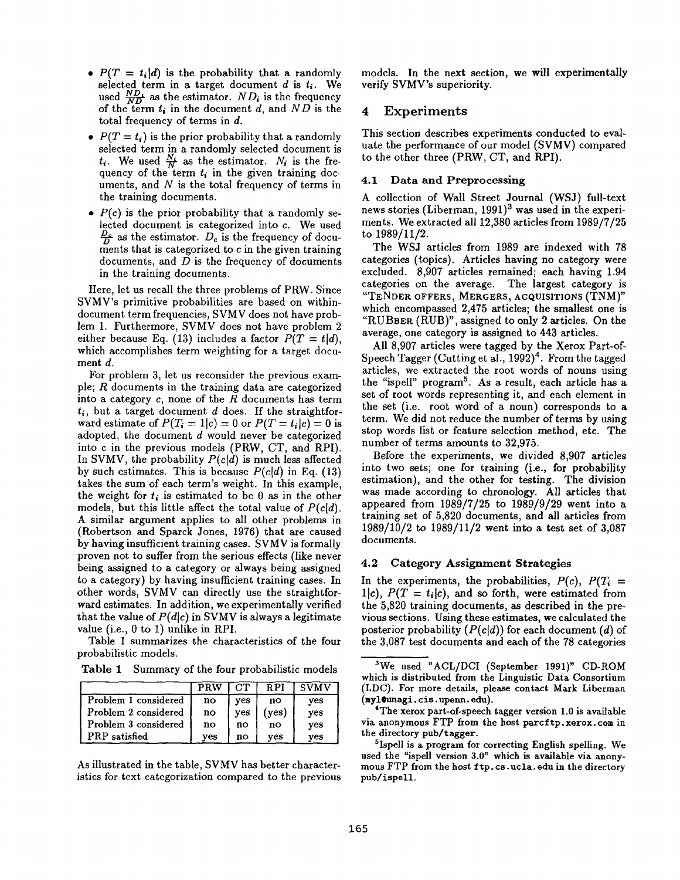- $P(T = t_i|d)$ is the probability that a randomly selected term in a target document $d$ is $t_i$. We used $\frac{ND_i}{ND}$ as the estimator. $ND_i$ is the frequency of the term $t_i$ in the document $d$, and $ND$ is the total frequency of terms in $d$.
- $P(T = t_i)$ is the prior probability that a randomly selected term in a randomly selected document is $t_i$. We used $\frac{N_i}{N}$ as the estimator. $N_i$ is the frequency of the term $t_i$ in the given training documents, and $N$ is the total frequency of terms in the training documents.
- $P(c)$ is the prior probability that a randomly selected document is categorized into $c$. We used $\frac{D_c}{D}$ as the estimator. $D_c$ is the frequency of documents that is categorized to $c$ in the given training documents, and $D$ is the frequency of documents in the training documents.

Here, let us recall the three problems of PRW. Since SVMV's primitive probabilities are based on within-document term frequencies, SVMV does not have problem 1. Furthermore, SVMV does not have problem 2 either because Eq. (13) includes a factor $P(T = t|d)$, which accomplishes term weighting for a target document $d$.

For problem 3, let us reconsider the previous example; $R$ documents in the training data are categorized into a category $c$, none of the $R$ documents has term $t_i$, but a target document $d$ does. If the straightforward estimate of $P(T_i = 1|c) = 0$ or $P(T = t_i|c) = 0$ is adopted, the document $d$ would never be categorized into c in the previous models (PRW, CT, and RPI). In SVMV, the probability $P(c|d)$ is much less affected by such estimates. This is because $P(c|d)$ in Eq. (13) takes the sum of each term's weight. In this example, the weight for $t_i$ is estimated to be 0 as in the other models, but this little affect the total value of $P(c|d)$. A similar argument applies to all other problems in (Robertson and Sparck Jones, 1976) that are caused by having insufficient training cases. SVMV is formally proven not to suffer from the serious effects (like never being assigned to a category or always being assigned to a category) by having insufficient training cases. In other words, SVMV can directly use the straightforward estimates. In addition, we experimentally verified that the value of $P(d|c)$ in SVMV is always a legitimate value (i.e., 0 to 1) unlike in RPI.

Table 1 summarizes the characteristics of the four probabilistic models.

**Table 1** Summary of the four probabilistic models

| | PRW | CT | RPI | SVMV |
|---|---|---|---|---|
| Problem 1 considered | no | yes | no | yes |
| Problem 2 considered | no | yes | (yes) | yes |
| Problem 3 considered | no | no | no | yes |
| PRP satisfied | yes | no | yes | yes |

As illustrated in the table, SVMV has better characteristics for text categorization compared to the previous models. In the next section, we will experimentally verify SVMV's superiority.

## 4 Experiments

This section describes experiments conducted to evaluate the performance of our model (SVMV) compared to the other three (PRW, CT, and RPI).

### 4.1 Data and Preprocessing

A collection of Wall Street Journal (WSJ) full-text news stories (Liberman, 1991)[3] was used in the experiments. We extracted all 12,380 articles from 1989/7/25 to 1989/11/2.

The WSJ articles from 1989 are indexed with 78 categories (topics). Articles having no category were excluded. 8,907 articles remained; each having 1.94 categories on the average. The largest category is "TENDER OFFERS, MERGERS, ACQUISITIONS (TNM)" which encompassed 2,475 articles; the smallest one is "RUBBER (RUB)", assigned to only 2 articles. On the average, one category is assigned to 443 articles.

All 8,907 articles were tagged by the Xerox Part-of-Speech Tagger (Cutting et al., 1992)[4]. From the tagged articles, we extracted the root words of nouns using the "ispell" program[5]. As a result, each article has a set of root words representing it, and each element in the set (i.e. root word of a noun) corresponds to a term. We did not reduce the number of terms by using stop words list or feature selection method, etc. The number of terms amounts to 32,975.

Before the experiments, we divided 8,907 articles into two sets; one for training (i.e., for probability estimation), and the other for testing. The division was made according to chronology. All articles that appeared from 1989/7/25 to 1989/9/29 went into a training set of 5,820 documents, and all articles from 1989/10/2 to 1989/11/2 went into a test set of 3,087 documents.

### 4.2 Category Assignment Strategies

In the experiments, the probabilities, $P(c)$, $P(T_i = 1|c)$, $P(T = t_i|c)$, and so forth, were estimated from the 5,820 training documents, as described in the previous sections. Using these estimates, we calculated the posterior probability ($P(c|d)$) for each document ($d$) of the 3,087 test documents and each of the 78 categories

[3] We used "ACL/DCI (September 1991)" CD-ROM which is distributed from the Linguistic Data Consortium (LDC). For more details, please contact Mark Liberman (myl@unagi.cis.upenn.edu).

[4] The xerox part-of-speech tagger version 1.0 is available via anonymous FTP from the host parcftp.xerox.com in the directory pub/tagger.

[5] Ispell is a program for correcting English spelling. We used the "ispell version 3.0" which is available via anonymous FTP from the host ftp.cs.ucla.edu in the directory pub/ispell.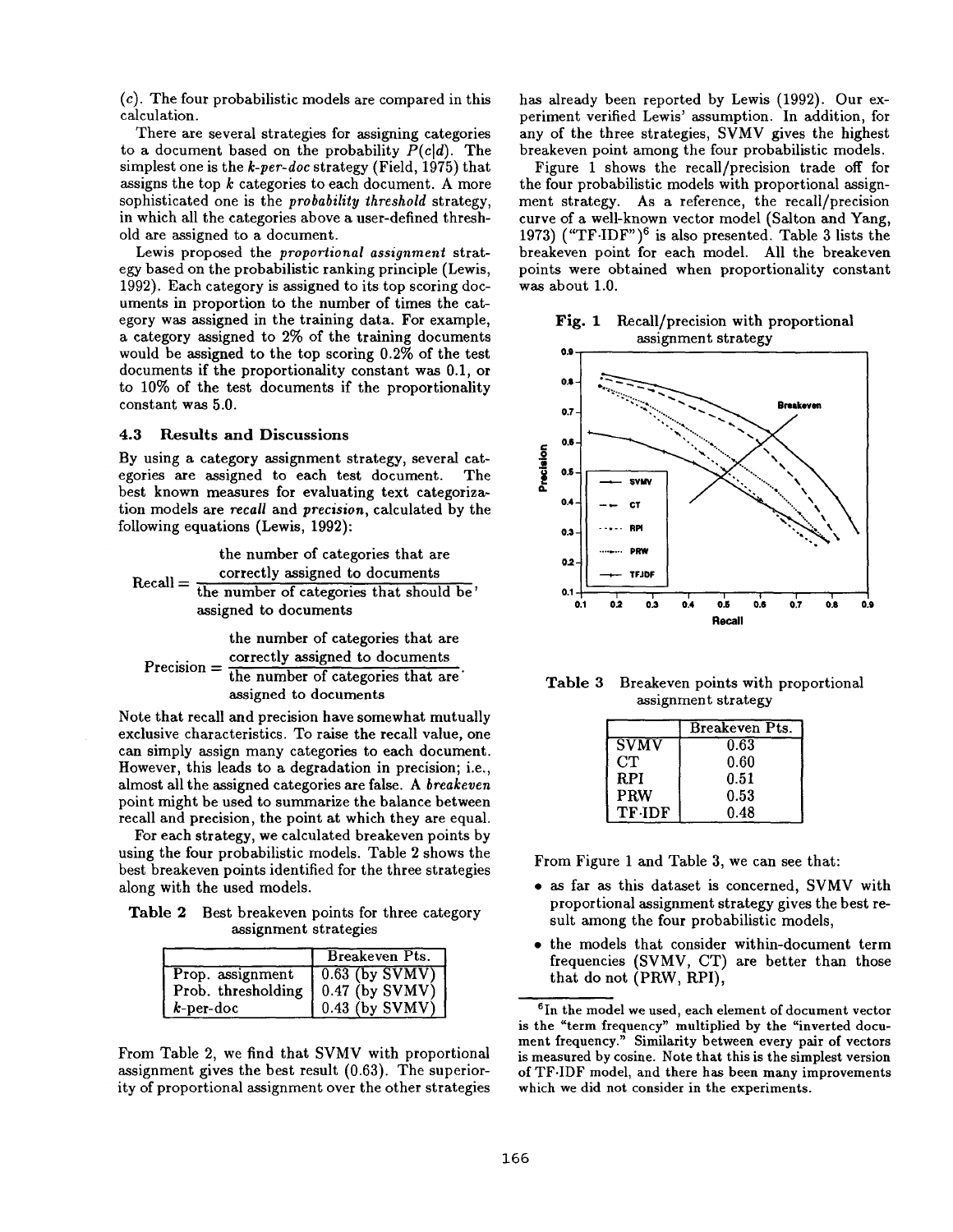($c$). The four probabilistic models are compared in this calculation.

There are several strategies for assigning categories to a document based on the probability $P(c|d)$. The simplest one is the *k-per-doc* strategy (Field, 1975) that assigns the top $k$ categories to each document. A more sophisticated one is the *probability threshold* strategy, in which all the categories above a user-defined threshold are assigned to a document.

Lewis proposed the *proportional assignment* strategy based on the probabilistic ranking principle (Lewis, 1992). Each category is assigned to its top scoring documents in proportion to the number of times the category was assigned in the training data. For example, a category assigned to 2% of the training documents would be assigned to the top scoring 0.2% of the test documents if the proportionality constant was 0.1, or to 10% of the test documents if the proportionality constant was 5.0.

### 4.3 Results and Discussions

By using a category assignment strategy, several categories are assigned to each test document. The best known measures for evaluating text categorization models are *recall* and *precision*, calculated by the following equations (Lewis, 1992):

$$\text{Recall} = \frac{\text{the number of categories that are correctly assigned to documents}}{\text{the number of categories that should be assigned to documents}},$$

$$\text{Precision} = \frac{\text{the number of categories that are correctly assigned to documents}}{\text{the number of categories that are assigned to documents}}.$$

Note that recall and precision have somewhat mutually exclusive characteristics. To raise the recall value, one can simply assign many categories to each document. However, this leads to a degradation in precision; i.e., almost all the assigned categories are false. A *breakeven* point might be used to summarize the balance between recall and precision, the point at which they are equal.

For each strategy, we calculated breakeven points by using the four probabilistic models. Table 2 shows the best breakeven points identified for the three strategies along with the used models.

**Table 2** Best breakeven points for three category assignment strategies

| | Breakeven Pts. |
|---|---|
| Prop. assignment | 0.63 (by SVMV) |
| Prob. thresholding | 0.47 (by SVMV) |
| $k$-per-doc | 0.43 (by SVMV) |

From Table 2, we find that SVMV with proportional assignment gives the best result (0.63). The superiority of proportional assignment over the other strategies has already been reported by Lewis (1992). Our experiment verified Lewis' assumption. In addition, for any of the three strategies, SVMV gives the highest breakeven point among the four probabilistic models.

Figure 1 shows the recall/precision trade off for the four probabilistic models with proportional assignment strategy. As a reference, the recall/precision curve of a well-known vector model (Salton and Yang, 1973) ("TF·IDF")[6] is also presented. Table 3 lists the breakeven point for each model. All the breakeven points were obtained when proportionality constant was about 1.0.

**Fig. 1** Recall/precision with proportional assignment strategy

**Table 3** Breakeven points with proportional assignment strategy

| | Breakeven Pts. |
|---|---|
| SVMV | 0.63 |
| CT | 0.60 |
| RPI | 0.51 |
| PRW | 0.53 |
| TF·IDF | 0.48 |

From Figure 1 and Table 3, we can see that:

- as far as this dataset is concerned, SVMV with proportional assignment strategy gives the best result among the four probabilistic models,
- the models that consider within-document term frequencies (SVMV, CT) are better than those that do not (PRW, RPI),

[6] In the model we used, each element of document vector is the "term frequency" multiplied by the "inverted document frequency." Similarity between every pair of vectors is measured by cosine. Note that this is the simplest version of TF·IDF model, and there has been many improvements which we did not consider in the experiments.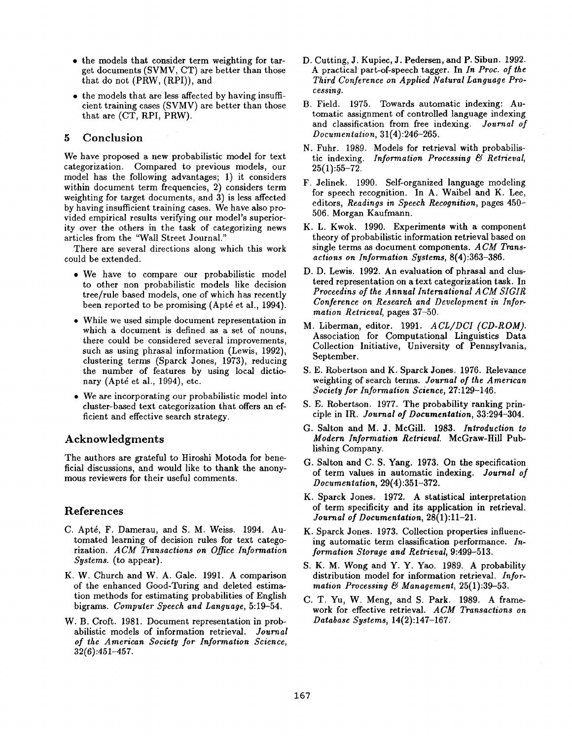- the models that consider term weighting for target documents (SVMV, CT) are better than those that do not (PRW, (RPI)), and
- the models that are less affected by having insufficient training cases (SVMV) are better than those that are (CT, RPI, PRW).

## 5 Conclusion

We have proposed a new probabilistic model for text categorization. Compared to previous models, our model has the following advantages; 1) it considers within document term frequencies, 2) considers term weighting for target documents, and 3) is less affected by having insufficient training cases. We have also provided empirical results verifying our model's superiority over the others in the task of categorizing news articles from the "Wall Street Journal."

There are several directions along which this work could be extended.

- We have to compare our probabilistic model to other non probabilistic models like decision tree/rule based models, one of which has recently been reported to be promising (Apté et al., 1994).
- While we used simple document representation in which a document is defined as a set of nouns, there could be considered several improvements, such as using phrasal information (Lewis, 1992), clustering terms (Sparck Jones, 1973), reducing the number of features by using local dictionary (Apté et al., 1994), etc.
- We are incorporating our probabilistic model into cluster-based text categorization that offers an efficient and effective search strategy.

## Acknowledgments

The authors are grateful to Hiroshi Motoda for beneficial discussions, and would like to thank the anonymous reviewers for their useful comments.

## References

C. Apté, F. Damerau, and S. M. Weiss. 1994. Automated learning of decision rules for text categorization. *ACM Transactions on Office Information Systems*. (to appear).

K. W. Church and W. A. Gale. 1991. A comparison of the enhanced Good-Turing and deleted estimation methods for estimating probabilities of English bigrams. *Computer Speech and Language*, 5:19–54.

W. B. Croft. 1981. Document representation in probabilistic models of information retrieval. *Journal of the American Society for Information Science*, 32(6):451–457.

D. Cutting, J. Kupiec, J. Pedersen, and P. Sibun. 1992. A practical part-of-speech tagger. In *In Proc. of the Third Conference on Applied Natural Language Processing*.

B. Field. 1975. Towards automatic indexing: Automatic assignment of controlled language indexing and classification from free indexing. *Journal of Documentation*, 31(4):246–265.

N. Fuhr. 1989. Models for retrieval with probabilistic indexing. *Information Processing & Retrieval*, 25(1):55–72.

F. Jelinek. 1990. Self-organized language modeling for speech recognition. In A. Waibel and K. Lee, editors, *Readings in Speech Recognition*, pages 450–506. Morgan Kaufmann.

K. L. Kwok. 1990. Experiments with a component theory of probabilistic information retrieval based on single terms as document components. *ACM Transactions on Information Systems*, 8(4):363–386.

D. D. Lewis. 1992. An evaluation of phrasal and clustered representation on a text categorization task. In *Proceedins of the Annual International ACM SIGIR Conference on Research and Development in Information Retrieval*, pages 37–50.

M. Liberman, editor. 1991. *ACL/DCI (CD-ROM)*. Association for Computational Linguistics Data Collection Initiative, University of Pennsylvania, September.

S. E. Robertson and K. Sparck Jones. 1976. Relevance weighting of search terms. *Journal of the American Society for Information Science*, 27:129–146.

S. E. Robertson. 1977. The probability ranking principle in IR. *Journal of Documentation*, 33:294–304.

G. Salton and M. J. McGill. 1983. *Introduction to Modern Information Retrieval*. McGraw-Hill Publishing Company.

G. Salton and C. S. Yang. 1973. On the specification of term values in automatic indexing. *Journal of Documentation*, 29(4):351–372.

K. Sparck Jones. 1972. A statistical interpretation of term specificity and its application in retrieval. *Journal of Documentation*, 28(1):11–21.

K. Sparck Jones. 1973. Collection properties influencing automatic term classification performance. *Information Storage and Retrieval*, 9:499–513.

S. K. M. Wong and Y. Y. Yao. 1989. A probability distribution model for information retrieval. *Information Processing & Management*, 25(1):39–53.

C. T. Yu, W. Meng, and S. Park. 1989. A framework for effective retrieval. *ACM Transactions on Database Systems*, 14(2):147–167.